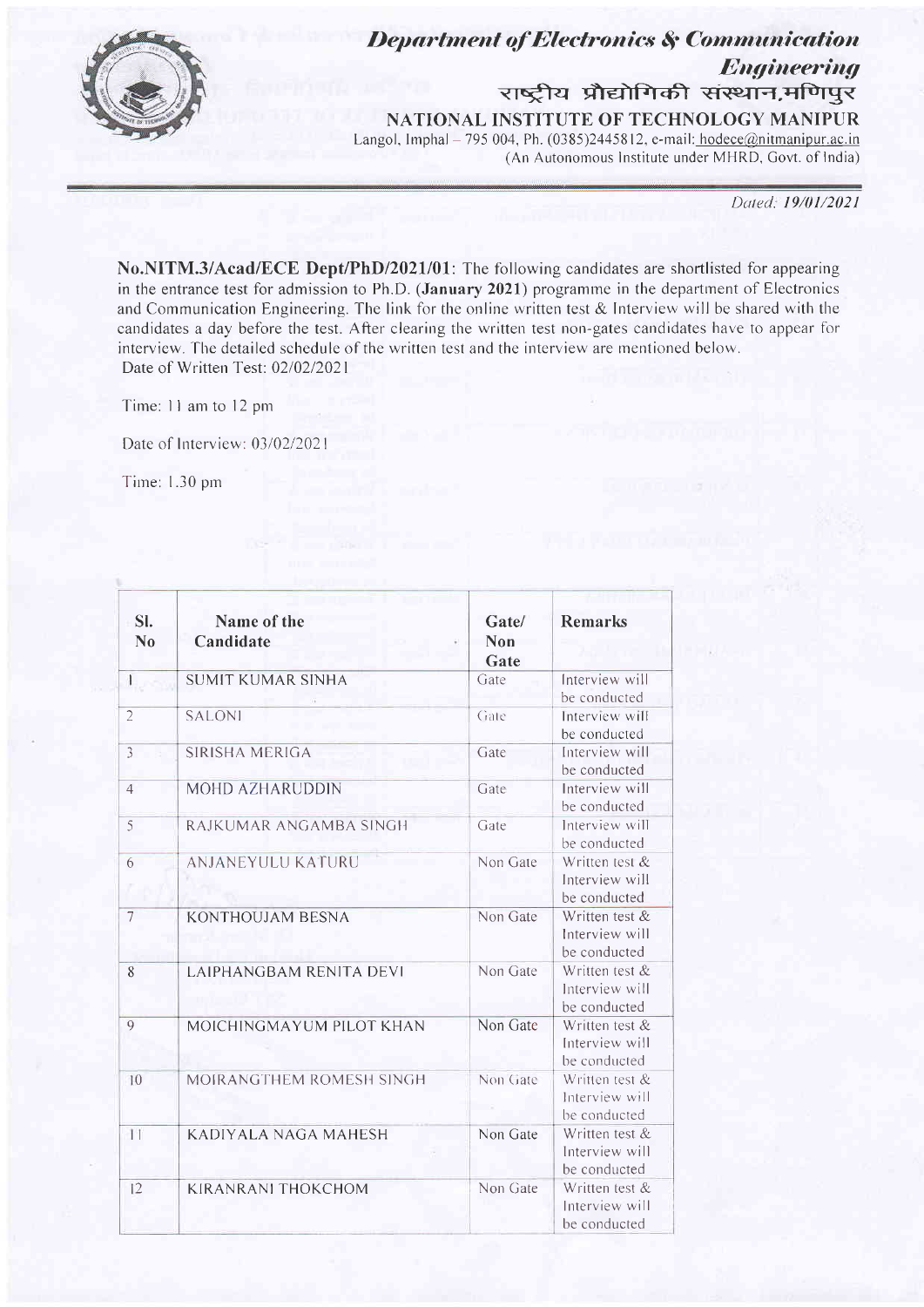# *Department of Electronics & Communication Engineering*

## राष्ट्रीय प्रौद्योगिकी संस्थान,मणिपुर

## NATIONAL INSTITUTE OF TECHNOLOGY MANIPUR

Langol, Imphal – 795 004, Ph. (0385)2445812, e-mail: hodece@nitmanipur.ac.in

(An Autonomous Institute under MHRD, Govt. of India)

*Dated: 19/01/2021*

**No.NITM.3/Acad/ECE Dept/PhD/2021/01**: The following candidates are shortlisted for appearing in the entrance test for admission to Ph.D. (**January 2021**) programme in the department of Electronics and Communication Engineering. The link for the online written test & Interview will be shared with the candidates a day before the test. After clearing the written test non-gates candidates have to appear for interview. The detailed schedule of the written test and the interview are mentioned below.

Date of Written Test: 02/02/2021

Time: 11 am to 12 pm

Date of Interview: 03/02/2021

Time: 1.30 pm

| Sl. No | Name of the Candidate | Gate/ Non Gate | Remarks |
|---|---|---|---|
| 1 | SUMIT KUMAR SINHA | Gate | Interview will be conducted |
| 2 | SALONI | Gate | Interview will be conducted |
| 3 | SIRISHA MERIGA | Gate | Interview will be conducted |
| 4 | MOHD AZHARUDDIN | Gate | Interview will be conducted |
| 5 | RAJKUMAR ANGAMBA SINGH | Gate | Interview will be conducted |
| 6 | ANJANEYULU KATURU | Non Gate | Written test & Interview will be conducted |
| 7 | KONTHOUJAM BESNA | Non Gate | Written test & Interview will be conducted |
| 8 | LAIPHANGBAM RENITA DEVI | Non Gate | Written test & Interview will be conducted |
| 9 | MOICHINGMAYUM PILOT KHAN | Non Gate | Written test & Interview will be conducted |
| 10 | MOIRANGTHEM ROMESH SINGH | Non Gate | Written test & Interview will be conducted |
| 11 | KADIYALA NAGA MAHESH | Non Gate | Written test & Interview will be conducted |
| 12 | KIRANRANI THOKCHOM | Non Gate | Written test & Interview will be conducted |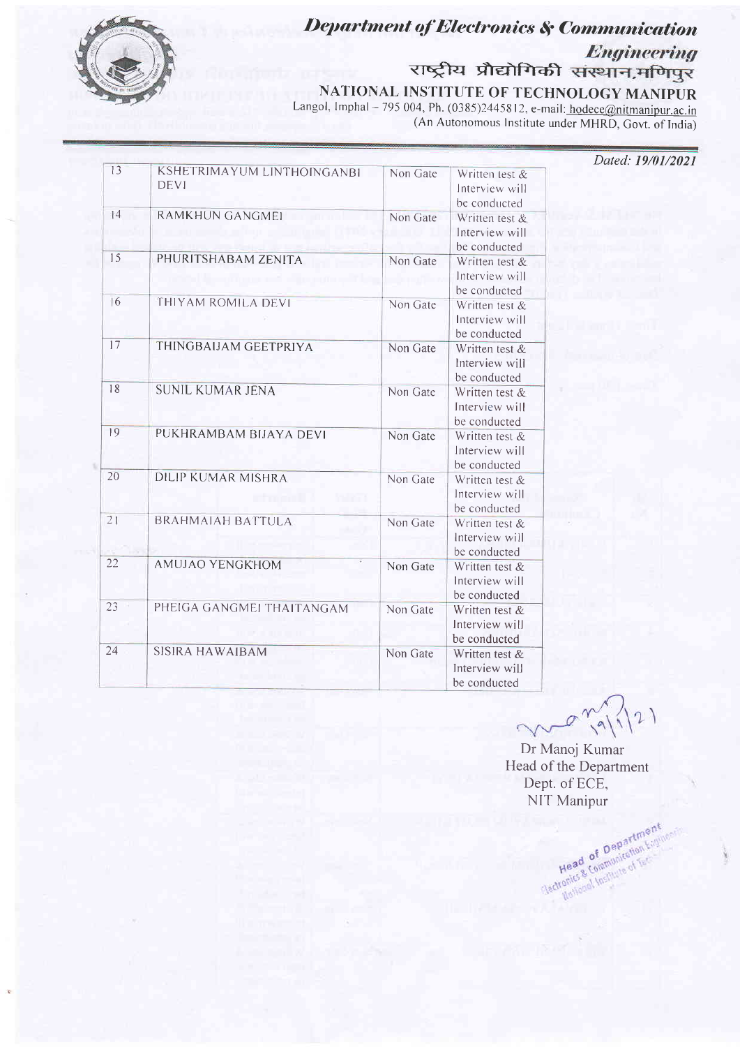# Department of Electronics & Communication Engineering

राष्ट्रीय प्रौद्योगिकी संस्थान,मणिपुर

NATIONAL INSTITUTE OF TECHNOLOGY MANIPUR

Langol, Imphal – 795 004, Ph. (0385)2445812, e-mail: hodece@nitmanipur.ac.in

(An Autonomous Institute under MHRD, Govt. of India)

*Dated: 19/01/2021*

| | | | |
|---|---|---|---|
| 13 | KSHETRIMAYUM LINTHOINGANBI DEVI | Non Gate | Written test & Interview will be conducted |
| 14 | RAMKHUN GANGMEI | Non Gate | Written test & Interview will be conducted |
| 15 | PHURITSHABAM ZENITA | Non Gate | Written test & Interview will be conducted |
| 16 | THIYAM ROMILA DEVI | Non Gate | Written test & Interview will be conducted |
| 17 | THINGBAIJAM GEETPRIYA | Non Gate | Written test & Interview will be conducted |
| 18 | SUNIL KUMAR JENA | Non Gate | Written test & Interview will be conducted |
| 19 | PUKHRAMBAM BIJAYA DEVI | Non Gate | Written test & Interview will be conducted |
| 20 | DILIP KUMAR MISHRA | Non Gate | Written test & Interview will be conducted |
| 21 | BRAHMAIAH BATTULA | Non Gate | Written test & Interview will be conducted |
| 22 | AMUJAO YENGKHOM | Non Gate | Written test & Interview will be conducted |
| 23 | PHEIGA GANGMEI THAITANGAM | Non Gate | Written test & Interview will be conducted |
| 24 | SISIRA HAWAIBAM | Non Gate | Written test & Interview will be conducted |

19/1/21

Dr Manoj Kumar
Head of the Department
Dept. of ECE,
NIT Manipur